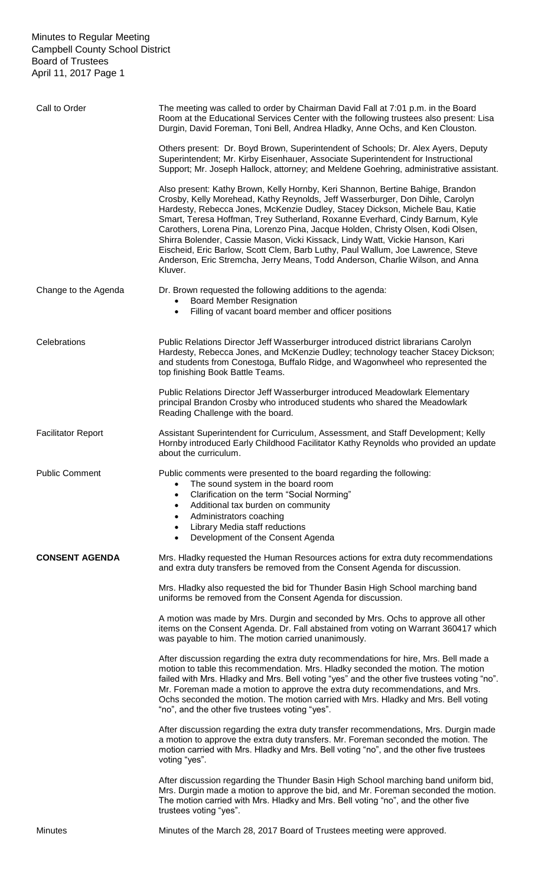Minutes to Regular Meeting
Campbell County School District
Board of Trustees
April 11, 2017

**Call to Order**

The meeting was called to order by Chairman David Fall at 7:01 p.m. in the Board Room at the Educational Services Center with the following trustees also present: Lisa Durgin, David Foreman, Toni Bell, Andrea Hladky, Anne Ochs, and Ken Clouston.

Others present: Dr. Boyd Brown, Superintendent of Schools; Dr. Alex Ayers, Deputy Superintendent; Mr. Kirby Eisenhauer, Associate Superintendent for Instructional Support; Mr. Joseph Hallock, attorney; and Meldene Goehring, administrative assistant.

Also present: Kathy Brown, Kelly Hornby, Keri Shannon, Bertine Bahige, Brandon Crosby, Kelly Morehead, Kathy Reynolds, Jeff Wasserburger, Don Dihle, Carolyn Hardesty, Rebecca Jones, McKenzie Dudley, Stacey Dickson, Michele Bau, Katie Smart, Teresa Hoffman, Trey Sutherland, Roxanne Everhard, Cindy Barnum, Kyle Carothers, Lorena Pina, Lorenzo Pina, Jacque Holden, Christy Olsen, Kodi Olsen, Shirra Bolender, Cassie Mason, Vicki Kissack, Lindy Watt, Vickie Hanson, Kari Eischeid, Eric Barlow, Scott Clem, Barb Luthy, Paul Wallum, Joe Lawrence, Steve Anderson, Eric Stremcha, Jerry Means, Todd Anderson, Charlie Wilson, and Anna Kluver.

**Change to the Agenda**

Dr. Brown requested the following additions to the agenda:

- Board Member Resignation
- Filling of vacant board member and officer positions

**Celebrations**

Public Relations Director Jeff Wasserburger introduced district librarians Carolyn Hardesty, Rebecca Jones, and McKenzie Dudley; technology teacher Stacey Dickson; and students from Conestoga, Buffalo Ridge, and Wagonwheel who represented the top finishing Book Battle Teams.

Public Relations Director Jeff Wasserburger introduced Meadowlark Elementary principal Brandon Crosby who introduced students who shared the Meadowlark Reading Challenge with the board.

**Facilitator Report**

Assistant Superintendent for Curriculum, Assessment, and Staff Development; Kelly Hornby introduced Early Childhood Facilitator Kathy Reynolds who provided an update about the curriculum.

**Public Comment**

Public comments were presented to the board regarding the following:

- The sound system in the board room
- Clarification on the term "Social Norming"
- Additional tax burden on community
- Administrators coaching
- Library Media staff reductions
- Development of the Consent Agenda

**CONSENT AGENDA**

Mrs. Hladky requested the Human Resources actions for extra duty recommendations and extra duty transfers be removed from the Consent Agenda for discussion.

Mrs. Hladky also requested the bid for Thunder Basin High School marching band uniforms be removed from the Consent Agenda for discussion.

A motion was made by Mrs. Durgin and seconded by Mrs. Ochs to approve all other items on the Consent Agenda. Dr. Fall abstained from voting on Warrant 360417 which was payable to him. The motion carried unanimously.

After discussion regarding the extra duty recommendations for hire, Mrs. Bell made a motion to table this recommendation. Mrs. Hladky seconded the motion. The motion failed with Mrs. Hladky and Mrs. Bell voting "yes" and the other five trustees voting "no". Mr. Foreman made a motion to approve the extra duty recommendations, and Mrs. Ochs seconded the motion. The motion carried with Mrs. Hladky and Mrs. Bell voting "no", and the other five trustees voting "yes".

After discussion regarding the extra duty transfer recommendations, Mrs. Durgin made a motion to approve the extra duty transfers. Mr. Foreman seconded the motion. The motion carried with Mrs. Hladky and Mrs. Bell voting "no", and the other five trustees voting "yes".

After discussion regarding the Thunder Basin High School marching band uniform bid, Mrs. Durgin made a motion to approve the bid, and Mr. Foreman seconded the motion. The motion carried with Mrs. Hladky and Mrs. Bell voting "no", and the other five trustees voting "yes".

**Minutes**

Minutes of the March 28, 2017 Board of Trustees meeting were approved.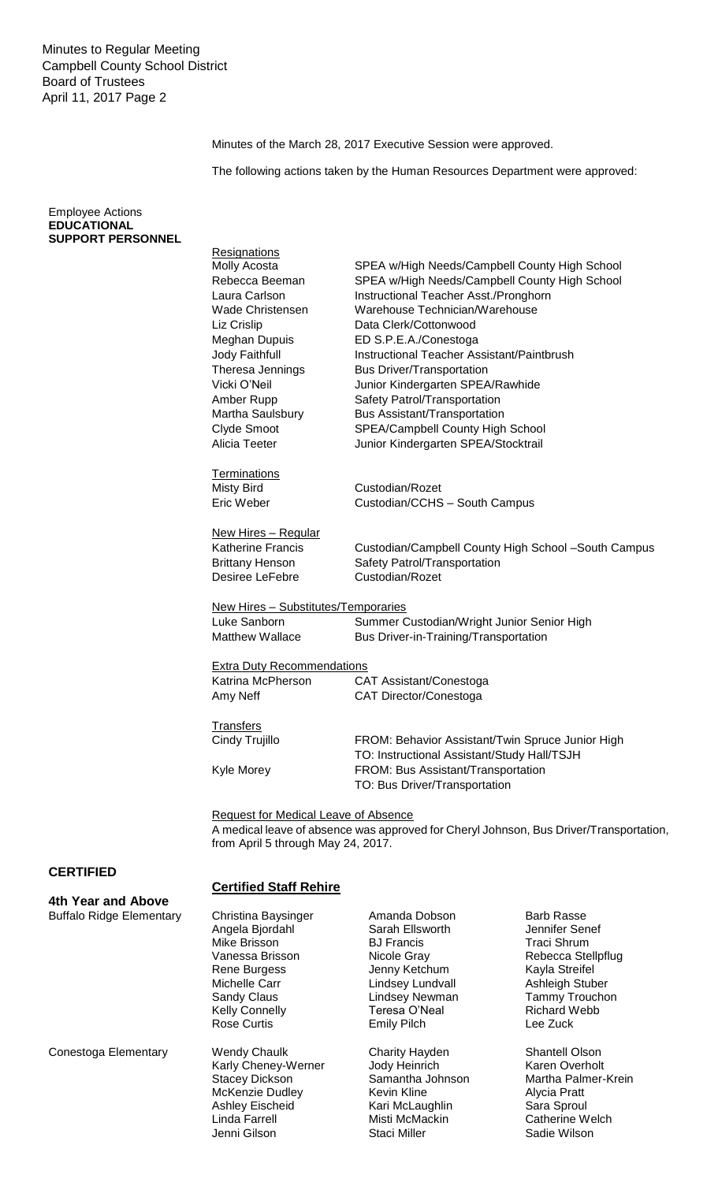Minutes of the March 28, 2017 Executive Session were approved.

The following actions taken by the Human Resources Department were approved:

**Employee Actions**
**EDUCATIONAL SUPPORT PERSONNEL**

Resignations

| | |
|---|---|
| Molly Acosta | SPEA w/High Needs/Campbell County High School |
| Rebecca Beeman | SPEA w/High Needs/Campbell County High School |
| Laura Carlson | Instructional Teacher Asst./Pronghorn |
| Wade Christensen | Warehouse Technician/Warehouse |
| Liz Crislip | Data Clerk/Cottonwood |
| Meghan Dupuis | ED S.P.E.A./Conestoga |
| Jody Faithfull | Instructional Teacher Assistant/Paintbrush |
| Theresa Jennings | Bus Driver/Transportation |
| Vicki O'Neil | Junior Kindergarten SPEA/Rawhide |
| Amber Rupp | Safety Patrol/Transportation |
| Martha Saulsbury | Bus Assistant/Transportation |
| Clyde Smoot | SPEA/Campbell County High School |
| Alicia Teeter | Junior Kindergarten SPEA/Stocktrail |

Terminations

| | |
|---|---|
| Misty Bird | Custodian/Rozet |
| Eric Weber | Custodian/CCHS – South Campus |

New Hires – Regular

| | |
|---|---|
| Katherine Francis | Custodian/Campbell County High School –South Campus |
| Brittany Henson | Safety Patrol/Transportation |
| Desiree LeFebre | Custodian/Rozet |

New Hires – Substitutes/Temporaries

| | |
|---|---|
| Luke Sanborn | Summer Custodian/Wright Junior Senior High |
| Matthew Wallace | Bus Driver-in-Training/Transportation |

Extra Duty Recommendations

| | |
|---|---|
| Katrina McPherson | CAT Assistant/Conestoga |
| Amy Neff | CAT Director/Conestoga |

Transfers

| | |
|---|---|
| Cindy Trujillo | FROM: Behavior Assistant/Twin Spruce Junior High<br>TO: Instructional Assistant/Study Hall/TSJH |
| Kyle Morey | FROM: Bus Assistant/Transportation<br>TO: Bus Driver/Transportation |

Request for Medical Leave of Absence

A medical leave of absence was approved for Cheryl Johnson, Bus Driver/Transportation, from April 5 through May 24, 2017.

**CERTIFIED**

**Certified Staff Rehire**

**4th Year and Above**

Buffalo Ridge Elementary

| | | |
|---|---|---|
| Christina Baysinger | Amanda Dobson | Barb Rasse |
| Angela Bjordahl | Sarah Ellsworth | Jennifer Senef |
| Mike Brisson | BJ Francis | Traci Shrum |
| Vanessa Brisson | Nicole Gray | Rebecca Stellpflug |
| Rene Burgess | Jenny Ketchum | Kayla Streifel |
| Michelle Carr | Lindsey Lundvall | Ashleigh Stuber |
| Sandy Claus | Lindsey Newman | Tammy Trouchon |
| Kelly Connelly | Teresa O'Neal | Richard Webb |
| Rose Curtis | Emily Pilch | Lee Zuck |

Conestoga Elementary

| | | |
|---|---|---|
| Wendy Chaulk | Charity Hayden | Shantell Olson |
| Karly Cheney-Werner | Jody Heinrich | Karen Overholt |
| Stacey Dickson | Samantha Johnson | Martha Palmer-Krein |
| McKenzie Dudley | Kevin Kline | Alycia Pratt |
| Ashley Eischeid | Kari McLaughlin | Sara Sproul |
| Linda Farrell | Misti McMackin | Catherine Welch |
| Jenni Gilson | Staci Miller | Sadie Wilson |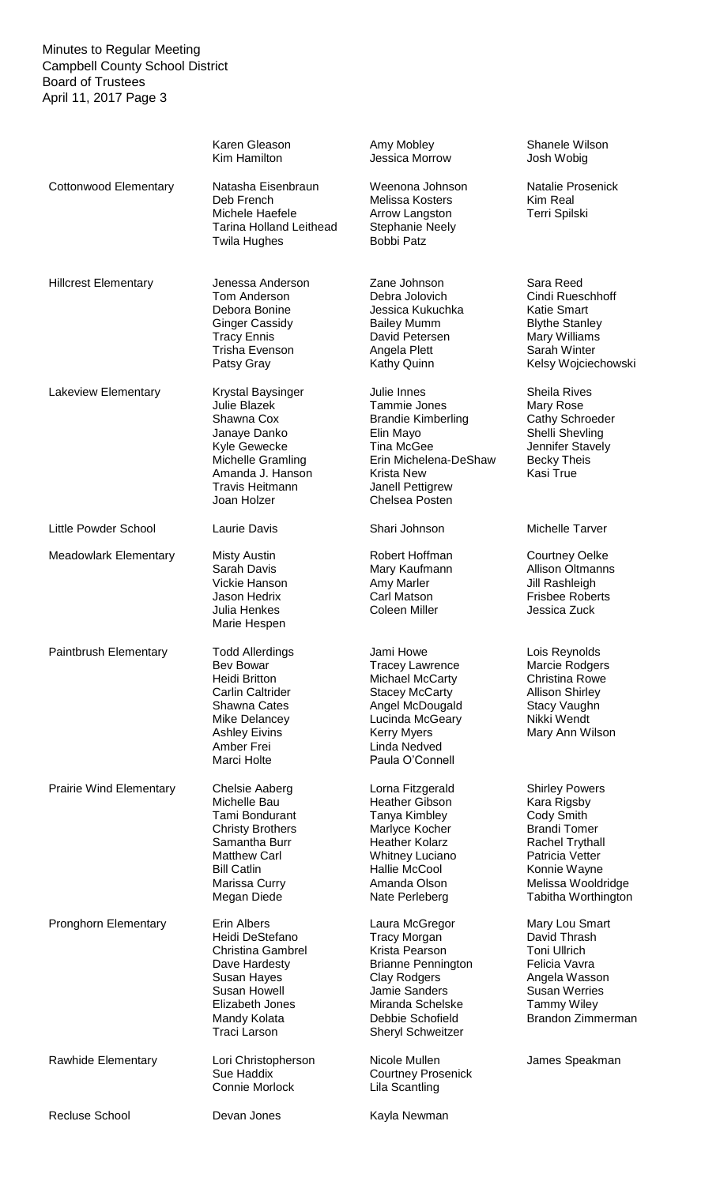| | | | |
|---|---|---|---|
| | Karen Gleason<br>Kim Hamilton | Amy Mobley<br>Jessica Morrow | Shanele Wilson<br>Josh Wobig |
| Cottonwood Elementary | Natasha Eisenbraun<br>Deb French<br>Michele Haefele<br>Tarina Holland Leithead<br>Twila Hughes | Weenona Johnson<br>Melissa Kosters<br>Arrow Langston<br>Stephanie Neely<br>Bobbi Patz | Natalie Prosenick<br>Kim Real<br>Terri Spilski |
| Hillcrest Elementary | Jenessa Anderson<br>Tom Anderson<br>Debora Bonine<br>Ginger Cassidy<br>Tracy Ennis<br>Trisha Evenson<br>Patsy Gray | Zane Johnson<br>Debra Jolovich<br>Jessica Kukuchka<br>Bailey Mumm<br>David Petersen<br>Angela Plett<br>Kathy Quinn | Sara Reed<br>Cindi Rueschhoff<br>Katie Smart<br>Blythe Stanley<br>Mary Williams<br>Sarah Winter<br>Kelsy Wojciechowski |
| Lakeview Elementary | Krystal Baysinger<br>Julie Blazek<br>Shawna Cox<br>Janaye Danko<br>Kyle Gewecke<br>Michelle Gramling<br>Amanda J. Hanson<br>Travis Heitmann<br>Joan Holzer | Julie Innes<br>Tammie Jones<br>Brandie Kimberling<br>Elin Mayo<br>Tina McGee<br>Erin Michelena-DeShaw<br>Krista New<br>Janell Pettigrew<br>Chelsea Posten | Sheila Rives<br>Mary Rose<br>Cathy Schroeder<br>Shelli Shevling<br>Jennifer Stavely<br>Becky Theis<br>Kasi True |
| Little Powder School | Laurie Davis | Shari Johnson | Michelle Tarver |
| Meadowlark Elementary | Misty Austin<br>Sarah Davis<br>Vickie Hanson<br>Jason Hedrix<br>Julia Henkes<br>Marie Hespen | Robert Hoffman<br>Mary Kaufmann<br>Amy Marler<br>Carl Matson<br>Coleen Miller | Courtney Oelke<br>Allison Oltmanns<br>Jill Rashleigh<br>Frisbee Roberts<br>Jessica Zuck |
| Paintbrush Elementary | Todd Allerdings<br>Bev Bowar<br>Heidi Britton<br>Carlin Caltrider<br>Shawna Cates<br>Mike Delancey<br>Ashley Eivins<br>Amber Frei<br>Marci Holte | Jami Howe<br>Tracey Lawrence<br>Michael McCarty<br>Stacey McCarty<br>Angel McDougald<br>Lucinda McGeary<br>Kerry Myers<br>Linda Nedved<br>Paula O'Connell | Lois Reynolds<br>Marcie Rodgers<br>Christina Rowe<br>Allison Shirley<br>Stacy Vaughn<br>Nikki Wendt<br>Mary Ann Wilson |
| Prairie Wind Elementary | Chelsie Aaberg<br>Michelle Bau<br>Tami Bondurant<br>Christy Brothers<br>Samantha Burr<br>Matthew Carl<br>Bill Catlin<br>Marissa Curry<br>Megan Diede | Lorna Fitzgerald<br>Heather Gibson<br>Tanya Kimbley<br>Marlyce Kocher<br>Heather Kolarz<br>Whitney Luciano<br>Hallie McCool<br>Amanda Olson<br>Nate Perleberg | Shirley Powers<br>Kara Rigsby<br>Cody Smith<br>Brandi Tomer<br>Rachel Trythall<br>Patricia Vetter<br>Konnie Wayne<br>Melissa Wooldridge<br>Tabitha Worthington |
| Pronghorn Elementary | Erin Albers<br>Heidi DeStefano<br>Christina Gambrel<br>Dave Hardesty<br>Susan Hayes<br>Susan Howell<br>Elizabeth Jones<br>Mandy Kolata<br>Traci Larson | Laura McGregor<br>Tracy Morgan<br>Krista Pearson<br>Brianne Pennington<br>Clay Rodgers<br>Jamie Sanders<br>Miranda Schelske<br>Debbie Schofield<br>Sheryl Schweitzer | Mary Lou Smart<br>David Thrash<br>Toni Ullrich<br>Felicia Vavra<br>Angela Wasson<br>Susan Werries<br>Tammy Wiley<br>Brandon Zimmerman |
| Rawhide Elementary | Lori Christopherson<br>Sue Haddix<br>Connie Morlock | Nicole Mullen<br>Courtney Prosenick<br>Lila Scantling | James Speakman |
| Recluse School | Devan Jones | Kayla Newman | |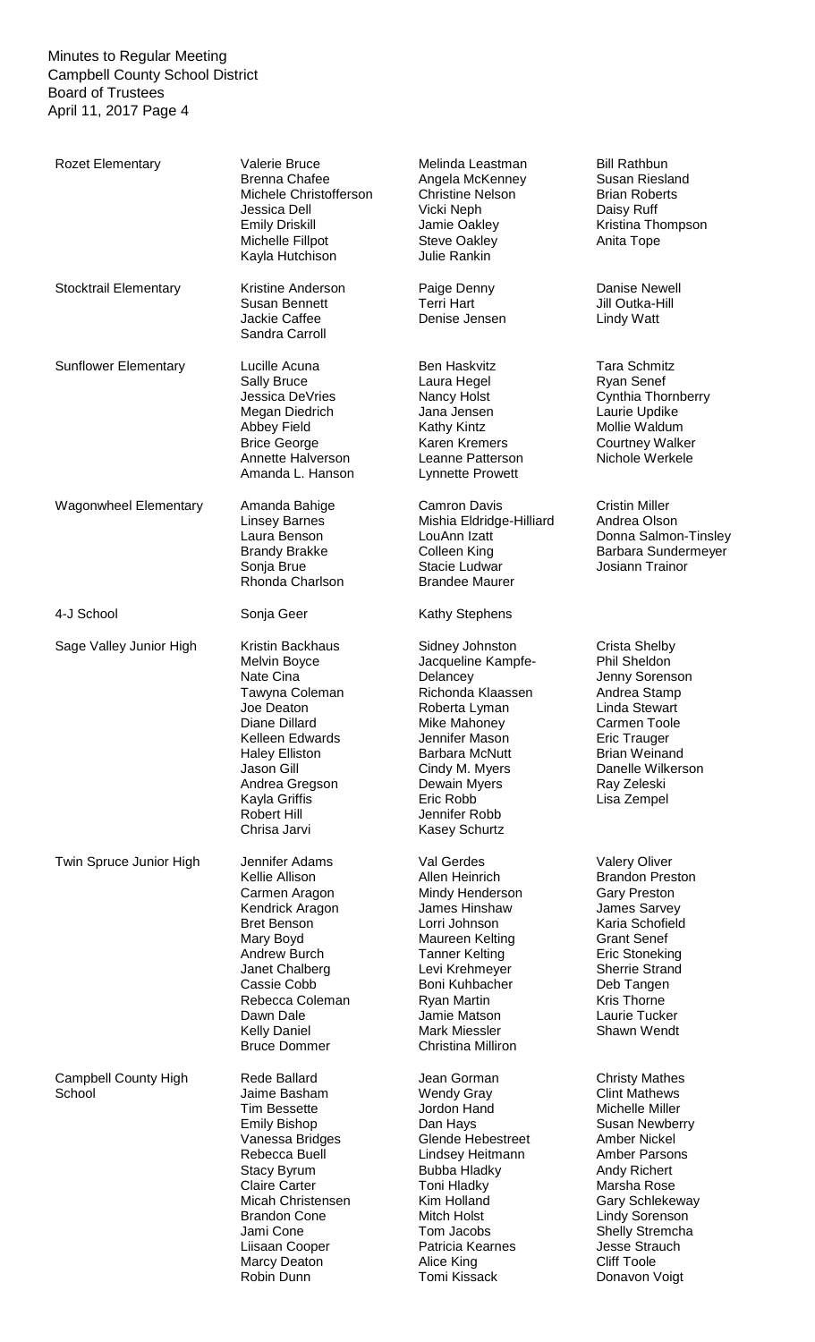Minutes to Regular Meeting
Campbell County School District
Board of Trustees
April 11, 2017 Page 4

| School | | | |
|---|---|---|---|
| Rozet Elementary | Valerie Bruce<br>Brenna Chafee<br>Michele Christofferson<br>Jessica Dell<br>Emily Driskill<br>Michelle Fillpot<br>Kayla Hutchison | Melinda Leastman<br>Angela McKenney<br>Christine Nelson<br>Vicki Neph<br>Jamie Oakley<br>Steve Oakley<br>Julie Rankin | Bill Rathbun<br>Susan Riesland<br>Brian Roberts<br>Daisy Ruff<br>Kristina Thompson<br>Anita Tope |
| Stocktrail Elementary | Kristine Anderson<br>Susan Bennett<br>Jackie Caffee<br>Sandra Carroll | Paige Denny<br>Terri Hart<br>Denise Jensen | Danise Newell<br>Jill Outka-Hill<br>Lindy Watt |
| Sunflower Elementary | Lucille Acuna<br>Sally Bruce<br>Jessica DeVries<br>Megan Diedrich<br>Abbey Field<br>Brice George<br>Annette Halverson<br>Amanda L. Hanson | Ben Haskvitz<br>Laura Hegel<br>Nancy Holst<br>Jana Jensen<br>Kathy Kintz<br>Karen Kremers<br>Leanne Patterson<br>Lynnette Prowett | Tara Schmitz<br>Ryan Senef<br>Cynthia Thornberry<br>Laurie Updike<br>Mollie Waldum<br>Courtney Walker<br>Nichole Werkele |
| Wagonwheel Elementary | Amanda Bahige<br>Linsey Barnes<br>Laura Benson<br>Brandy Brakke<br>Sonja Brue<br>Rhonda Charlson | Camron Davis<br>Mishia Eldridge-Hilliard<br>LouAnn Izatt<br>Colleen King<br>Stacie Ludwar<br>Brandee Maurer | Cristin Miller<br>Andrea Olson<br>Donna Salmon-Tinsley<br>Barbara Sundermeyer<br>Josiann Trainor |
| 4-J School | Sonja Geer | Kathy Stephens | |
| Sage Valley Junior High | Kristin Backhaus<br>Melvin Boyce<br>Nate Cina<br>Tawyna Coleman<br>Joe Deaton<br>Diane Dillard<br>Kelleen Edwards<br>Haley Elliston<br>Jason Gill<br>Andrea Gregson<br>Kayla Griffis<br>Robert Hill<br>Chrisa Jarvi | Sidney Johnston<br>Jacqueline Kampfe-Delancey<br>Richonda Klaassen<br>Roberta Lyman<br>Mike Mahoney<br>Jennifer Mason<br>Barbara McNutt<br>Cindy M. Myers<br>Dewain Myers<br>Eric Robb<br>Jennifer Robb<br>Kasey Schurtz | Crista Shelby<br>Phil Sheldon<br>Jenny Sorenson<br>Andrea Stamp<br>Linda Stewart<br>Carmen Toole<br>Eric Trauger<br>Brian Weinand<br>Danelle Wilkerson<br>Ray Zeleski<br>Lisa Zempel |
| Twin Spruce Junior High | Jennifer Adams<br>Kellie Allison<br>Carmen Aragon<br>Kendrick Aragon<br>Bret Benson<br>Mary Boyd<br>Andrew Burch<br>Janet Chalberg<br>Cassie Cobb<br>Rebecca Coleman<br>Dawn Dale<br>Kelly Daniel<br>Bruce Dommer | Val Gerdes<br>Allen Heinrich<br>Mindy Henderson<br>James Hinshaw<br>Lorri Johnson<br>Maureen Kelting<br>Tanner Kelting<br>Levi Krehmeyer<br>Boni Kuhbacher<br>Ryan Martin<br>Jamie Matson<br>Mark Miessler<br>Christina Milliron | Valery Oliver<br>Brandon Preston<br>Gary Preston<br>James Sarvey<br>Karia Schofield<br>Grant Senef<br>Eric Stoneking<br>Sherrie Strand<br>Deb Tangen<br>Kris Thorne<br>Laurie Tucker<br>Shawn Wendt |
| Campbell County High School | Rede Ballard<br>Jaime Basham<br>Tim Bessette<br>Emily Bishop<br>Vanessa Bridges<br>Rebecca Buell<br>Stacy Byrum<br>Claire Carter<br>Micah Christensen<br>Brandon Cone<br>Jami Cone<br>Liisaan Cooper<br>Marcy Deaton<br>Robin Dunn | Jean Gorman<br>Wendy Gray<br>Jordon Hand<br>Dan Hays<br>Glende Hebestreet<br>Lindsey Heitmann<br>Bubba Hladky<br>Toni Hladky<br>Kim Holland<br>Mitch Holst<br>Tom Jacobs<br>Patricia Kearnes<br>Alice King<br>Tomi Kissack | Christy Mathes<br>Clint Mathews<br>Michelle Miller<br>Susan Newberry<br>Amber Nickel<br>Amber Parsons<br>Andy Richert<br>Marsha Rose<br>Gary Schlekeway<br>Lindy Sorenson<br>Shelly Stremcha<br>Jesse Strauch<br>Cliff Toole<br>Donavon Voigt |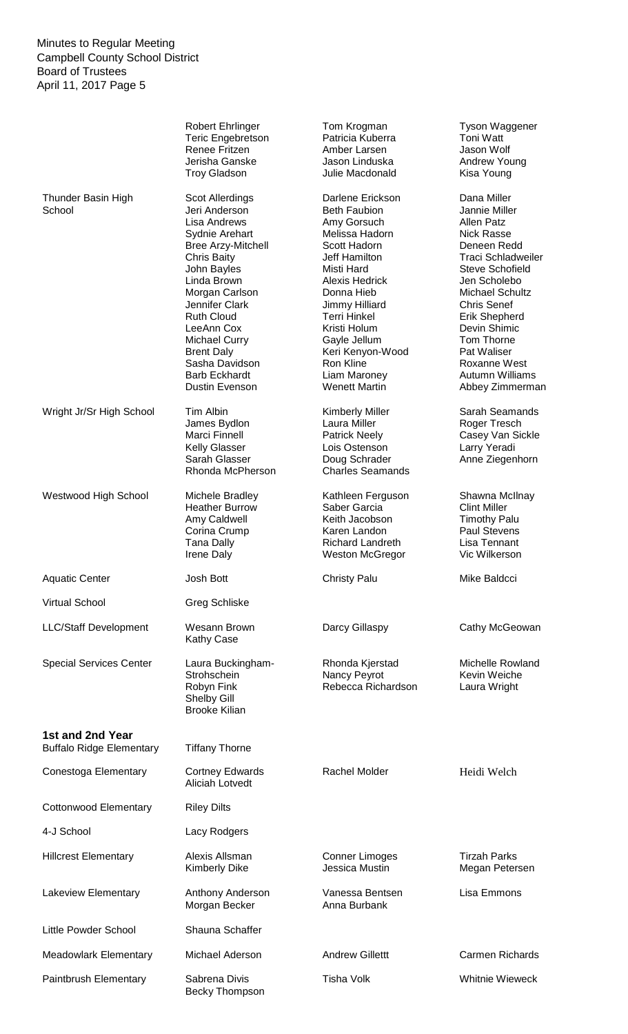| | | | |
|---|---|---|---|
| | Robert Ehrlinger | Tom Krogman | Tyson Waggener |
| | Teric Engebretson | Patricia Kuberra | Toni Watt |
| | Renee Fritzen | Amber Larsen | Jason Wolf |
| | Jerisha Ganske | Jason Linduska | Andrew Young |
| | Troy Gladson | Julie Macdonald | Kisa Young |
| Thunder Basin High School | Scot Allerdings | Darlene Erickson | Dana Miller |
| | Jeri Anderson | Beth Faubion | Jannie Miller |
| | Lisa Andrews | Amy Gorsuch | Allen Patz |
| | Sydnie Arehart | Melissa Hadorn | Nick Rasse |
| | Bree Arzy-Mitchell | Scott Hadorn | Deneen Redd |
| | Chris Baity | Jeff Hamilton | Traci Schladweiler |
| | John Bayles | Misti Hard | Steve Schofield |
| | Linda Brown | Alexis Hedrick | Jen Scholebo |
| | Morgan Carlson | Donna Hieb | Michael Schultz |
| | Jennifer Clark | Jimmy Hilliard | Chris Senef |
| | Ruth Cloud | Terri Hinkel | Erik Shepherd |
| | LeeAnn Cox | Kristi Holum | Devin Shimic |
| | Michael Curry | Gayle Jellum | Tom Thorne |
| | Brent Daly | Keri Kenyon-Wood | Pat Waliser |
| | Sasha Davidson | Ron Kline | Roxanne West |
| | Barb Eckhardt | Liam Maroney | Autumn Williams |
| | Dustin Evenson | Wenett Martin | Abbey Zimmerman |
| Wright Jr/Sr High School | Tim Albin | Kimberly Miller | Sarah Seamands |
| | James Bydlon | Laura Miller | Roger Tresch |
| | Marci Finnell | Patrick Neely | Casey Van Sickle |
| | Kelly Glasser | Lois Ostenson | Larry Yeradi |
| | Sarah Glasser | Doug Schrader | Anne Ziegenhorn |
| | Rhonda McPherson | Charles Seamands | |
| Westwood High School | Michele Bradley | Kathleen Ferguson | Shawna McIlnay |
| | Heather Burrow | Saber Garcia | Clint Miller |
| | Amy Caldwell | Keith Jacobson | Timothy Palu |
| | Corina Crump | Karen Landon | Paul Stevens |
| | Tana Dally | Richard Landreth | Lisa Tennant |
| | Irene Daly | Weston McGregor | Vic Wilkerson |
| Aquatic Center | Josh Bott | Christy Palu | Mike Baldcci |
| Virtual School | Greg Schliske | | |
| LLC/Staff Development | Wesann Brown | Darcy Gillaspy | Cathy McGeowan |
| | Kathy Case | | |
| Special Services Center | Laura Buckingham-Strohschein | Rhonda Kjerstad | Michelle Rowland |
| | Robyn Fink | Nancy Peyrot | Kevin Weiche |
| | Shelby Gill | Rebecca Richardson | Laura Wright |
| | Brooke Kilian | | |
| **1st and 2nd Year** | | | |
| Buffalo Ridge Elementary | Tiffany Thorne | | |
| Conestoga Elementary | Cortney Edwards | Rachel Molder | Heidi Welch |
| | Aliciah Lotvedt | | |
| Cottonwood Elementary | Riley Dilts | | |
| 4-J School | Lacy Rodgers | | |
| Hillcrest Elementary | Alexis Allsman | Conner Limoges | Tirzah Parks |
| | Kimberly Dike | Jessica Mustin | Megan Petersen |
| Lakeview Elementary | Anthony Anderson | Vanessa Bentsen | Lisa Emmons |
| | Morgan Becker | Anna Burbank | |
| Little Powder School | Shauna Schaffer | | |
| Meadowlark Elementary | Michael Aderson | Andrew Gillettt | Carmen Richards |
| Paintbrush Elementary | Sabrena Divis | Tisha Volk | Whitnie Wieweck |
| | Becky Thompson | | |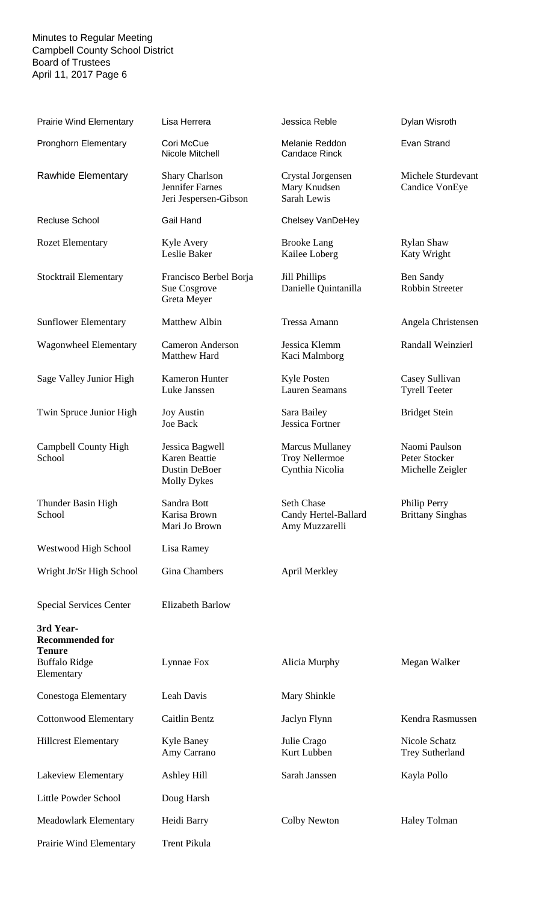| | | | |
|---|---|---|---|
| Prairie Wind Elementary | Lisa Herrera | Jessica Reble | Dylan Wisroth |
| Pronghorn Elementary | Cori McCue<br>Nicole Mitchell | Melanie Reddon<br>Candace Rinck | Evan Strand |
| Rawhide Elementary | Shary Charlson<br>Jennifer Farnes<br>Jeri Jespersen-Gibson | Crystal Jorgensen<br>Mary Knudsen<br>Sarah Lewis | Michele Sturdevant<br>Candice VonEye |
| Recluse School | Gail Hand | Chelsey VanDeHey | |
| Rozet Elementary | Kyle Avery<br>Leslie Baker | Brooke Lang<br>Kailee Loberg | Rylan Shaw<br>Katy Wright |
| Stocktrail Elementary | Francisco Berbel Borja<br>Sue Cosgrove<br>Greta Meyer | Jill Phillips<br>Danielle Quintanilla | Ben Sandy<br>Robbin Streeter |
| Sunflower Elementary | Matthew Albin | Tressa Amann | Angela Christensen |
| Wagonwheel Elementary | Cameron Anderson<br>Matthew Hard | Jessica Klemm<br>Kaci Malmborg | Randall Weinzierl |
| Sage Valley Junior High | Kameron Hunter<br>Luke Janssen | Kyle Posten<br>Lauren Seamans | Casey Sullivan<br>Tyrell Teeter |
| Twin Spruce Junior High | Joy Austin<br>Joe Back | Sara Bailey<br>Jessica Fortner | Bridget Stein |
| Campbell County High School | Jessica Bagwell<br>Karen Beattie<br>Dustin DeBoer<br>Molly Dykes | Marcus Mullaney<br>Troy Nellermoe<br>Cynthia Nicolia | Naomi Paulson<br>Peter Stocker<br>Michelle Zeigler |
| Thunder Basin High School | Sandra Bott<br>Karisa Brown<br>Mari Jo Brown | Seth Chase<br>Candy Hertel-Ballard<br>Amy Muzzarelli | Philip Perry<br>Brittany Singhas |
| Westwood High School | Lisa Ramey | | |
| Wright Jr/Sr High School | Gina Chambers | April Merkley | |
| Special Services Center | Elizabeth Barlow | | |
| **3rd Year- Recommended for Tenure** | | | |
| Buffalo Ridge Elementary | Lynnae Fox | Alicia Murphy | Megan Walker |
| Conestoga Elementary | Leah Davis | Mary Shinkle | |
| Cottonwood Elementary | Caitlin Bentz | Jaclyn Flynn | Kendra Rasmussen |
| Hillcrest Elementary | Kyle Baney<br>Amy Carrano | Julie Crago<br>Kurt Lubben | Nicole Schatz<br>Trey Sutherland |
| Lakeview Elementary | Ashley Hill | Sarah Janssen | Kayla Pollo |
| Little Powder School | Doug Harsh | | |
| Meadowlark Elementary | Heidi Barry | Colby Newton | Haley Tolman |
| Prairie Wind Elementary | Trent Pikula | | |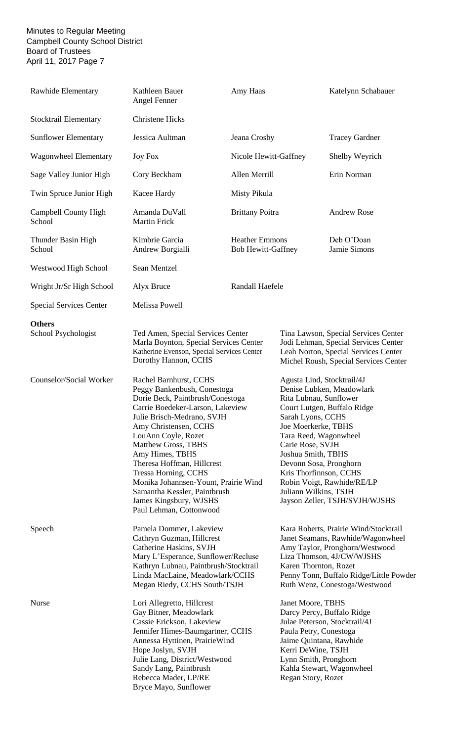| | | | |
|---|---|---|---|
| Rawhide Elementary | Kathleen Bauer<br>Angel Fenner | Amy Haas | Katelynn Schabauer |
| Stocktrail Elementary | Christene Hicks | | |
| Sunflower Elementary | Jessica Aultman | Jeana Crosby | Tracey Gardner |
| Wagonwheel Elementary | Joy Fox | Nicole Hewitt-Gaffney | Shelby Weyrich |
| Sage Valley Junior High | Cory Beckham | Allen Merrill | Erin Norman |
| Twin Spruce Junior High | Kacee Hardy | Misty Pikula | |
| Campbell County High School | Amanda DuVall<br>Martin Frick | Brittany Poitra | Andrew Rose |
| Thunder Basin High School | Kimbrie Garcia<br>Andrew Borgialli | Heather Emmons<br>Bob Hewitt-Gaffney | Deb O'Doan<br>Jamie Simons |
| Westwood High School | Sean Mentzel | | |
| Wright Jr/Sr High School | Alyx Bruce | Randall Haefele | |
| Special Services Center | Melissa Powell | | |

**Others**

| | | |
|---|---|---|
| School Psychologist | Ted Amen, Special Services Center<br>Marla Boynton, Special Services Center<br>Katherine Evenson, Special Services Center<br>Dorothy Hannon, CCHS | Tina Lawson, Special Services Center<br>Jodi Lehman, Special Services Center<br>Leah Norton, Special Services Center<br>Michel Roush, Special Services Center |
| Counselor/Social Worker | Rachel Barnhurst, CCHS<br>Peggy Bankenbush, Conestoga<br>Dorie Beck, Paintbrush/Conestoga<br>Carrie Boedeker-Larson, Lakeview<br>Julie Brisch-Medrano, SVJH<br>Amy Christensen, CCHS<br>LouAnn Coyle, Rozet<br>Matthew Gross, TBHS<br>Amy Himes, TBHS<br>Theresa Hoffman, Hillcrest<br>Tressa Horning, CCHS<br>Monika Johannsen-Yount, Prairie Wind<br>Samantha Kessler, Paintbrush<br>James Kingsbury, WJSHS<br>Paul Lehman, Cottonwood | Agusta Lind, Stocktrail/4J<br>Denise Lubken, Meadowlark<br>Rita Lubnau, Sunflower<br>Court Lutgen, Buffalo Ridge<br>Sarah Lyons, CCHS<br>Joe Moerkerke, TBHS<br>Tara Reed, Wagonwheel<br>Carie Rose, SVJH<br>Joshua Smith, TBHS<br>Devonn Sosa, Pronghorn<br>Kris Thorfinnson, CCHS<br>Robin Voigt, Rawhide/RE/LP<br>Juliann Wilkins, TSJH<br>Jayson Zeller, TSJH/SVJH/WJSHS |
| Speech | Pamela Dommer, Lakeview<br>Cathryn Guzman, Hillcrest<br>Catherine Haskins, SVJH<br>Mary L'Esperance, Sunflower/Recluse<br>Kathryn Lubnau, Paintbrush/Stocktrail<br>Linda MacLaine, Meadowlark/CCHS<br>Megan Riedy, CCHS South/TSJH | Kara Roberts, Prairie Wind/Stocktrail<br>Janet Seamans, Rawhide/Wagonwheel<br>Amy Taylor, Pronghorn/Westwood<br>Liza Thomson, 4J/CW/WJSHS<br>Karen Thornton, Rozet<br>Penny Tonn, Buffalo Ridge/Little Powder<br>Ruth Wenz, Conestoga/Westwood |
| Nurse | Lori Allegretto, Hillcrest<br>Gay Bitner, Meadowlark<br>Cassie Erickson, Lakeview<br>Jennifer Himes-Baumgartner, CCHS<br>Annessa Hyttinen, PrairieWind<br>Hope Joslyn, SVJH<br>Julie Lang, District/Westwood<br>Sandy Lang, Paintbrush<br>Rebecca Mader, LP/RE<br>Bryce Mayo, Sunflower | Janet Moore, TBHS<br>Darcy Percy, Buffalo Ridge<br>Julae Peterson, Stocktrail/4J<br>Paula Petry, Conestoga<br>Jaime Quintana, Rawhide<br>Kerri DeWine, TSJH<br>Lynn Smith, Pronghorn<br>Kahla Stewart, Wagonwheel<br>Regan Story, Rozet |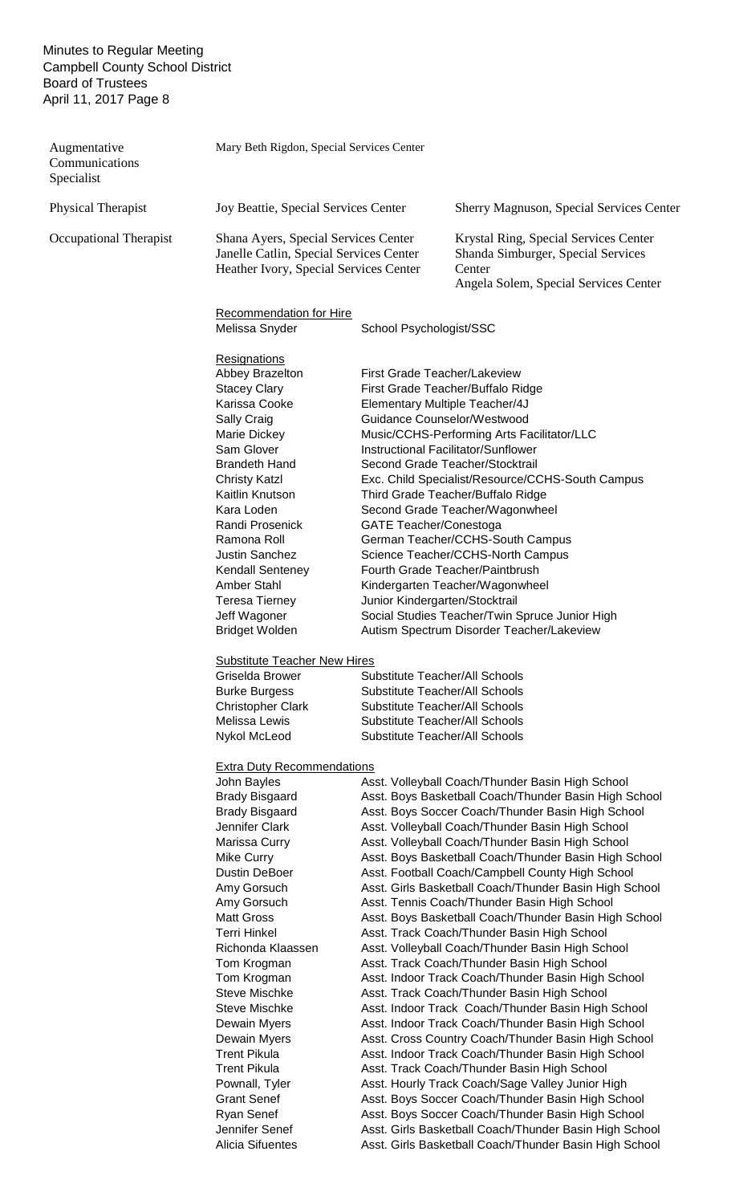| | | |
|---|---|---|
| Augmentative Communications Specialist | Mary Beth Rigdon, Special Services Center | |
| Physical Therapist | Joy Beattie, Special Services Center | Sherry Magnuson, Special Services Center |
| Occupational Therapist | Shana Ayers, Special Services Center<br>Janelle Catlin, Special Services Center<br>Heather Ivory, Special Services Center | Krystal Ring, Special Services Center<br>Shanda Simburger, Special Services Center<br>Angela Solem, Special Services Center |

Recommendation for Hire

| | |
|---|---|
| Melissa Snyder | School Psychologist/SSC |

Resignations

| | |
|---|---|
| Abbey Brazelton | First Grade Teacher/Lakeview |
| Stacey Clary | First Grade Teacher/Buffalo Ridge |
| Karissa Cooke | Elementary Multiple Teacher/4J |
| Sally Craig | Guidance Counselor/Westwood |
| Marie Dickey | Music/CCHS-Performing Arts Facilitator/LLC |
| Sam Glover | Instructional Facilitator/Sunflower |
| Brandeth Hand | Second Grade Teacher/Stocktrail |
| Christy Katzl | Exc. Child Specialist/Resource/CCHS-South Campus |
| Kaitlin Knutson | Third Grade Teacher/Buffalo Ridge |
| Kara Loden | Second Grade Teacher/Wagonwheel |
| Randi Prosenick | GATE Teacher/Conestoga |
| Ramona Roll | German Teacher/CCHS-South Campus |
| Justin Sanchez | Science Teacher/CCHS-North Campus |
| Kendall Senteney | Fourth Grade Teacher/Paintbrush |
| Amber Stahl | Kindergarten Teacher/Wagonwheel |
| Teresa Tierney | Junior Kindergarten/Stocktrail |
| Jeff Wagoner | Social Studies Teacher/Twin Spruce Junior High |
| Bridget Wolden | Autism Spectrum Disorder Teacher/Lakeview |

Substitute Teacher New Hires

| | |
|---|---|
| Griselda Brower | Substitute Teacher/All Schools |
| Burke Burgess | Substitute Teacher/All Schools |
| Christopher Clark | Substitute Teacher/All Schools |
| Melissa Lewis | Substitute Teacher/All Schools |
| Nykol McLeod | Substitute Teacher/All Schools |

Extra Duty Recommendations

| | |
|---|---|
| John Bayles | Asst. Volleyball Coach/Thunder Basin High School |
| Brady Bisgaard | Asst. Boys Basketball Coach/Thunder Basin High School |
| Brady Bisgaard | Asst. Boys Soccer Coach/Thunder Basin High School |
| Jennifer Clark | Asst. Volleyball Coach/Thunder Basin High School |
| Marissa Curry | Asst. Volleyball Coach/Thunder Basin High School |
| Mike Curry | Asst. Boys Basketball Coach/Thunder Basin High School |
| Dustin DeBoer | Asst. Football Coach/Campbell County High School |
| Amy Gorsuch | Asst. Girls Basketball Coach/Thunder Basin High School |
| Amy Gorsuch | Asst. Tennis Coach/Thunder Basin High School |
| Matt Gross | Asst. Boys Basketball Coach/Thunder Basin High School |
| Terri Hinkel | Asst. Track Coach/Thunder Basin High School |
| Richonda Klaassen | Asst. Volleyball Coach/Thunder Basin High School |
| Tom Krogman | Asst. Track Coach/Thunder Basin High School |
| Tom Krogman | Asst. Indoor Track Coach/Thunder Basin High School |
| Steve Mischke | Asst. Track Coach/Thunder Basin High School |
| Steve Mischke | Asst. Indoor Track Coach/Thunder Basin High School |
| Dewain Myers | Asst. Indoor Track Coach/Thunder Basin High School |
| Dewain Myers | Asst. Cross Country Coach/Thunder Basin High School |
| Trent Pikula | Asst. Indoor Track Coach/Thunder Basin High School |
| Trent Pikula | Asst. Track Coach/Thunder Basin High School |
| Pownall, Tyler | Asst. Hourly Track Coach/Sage Valley Junior High |
| Grant Senef | Asst. Boys Soccer Coach/Thunder Basin High School |
| Ryan Senef | Asst. Boys Soccer Coach/Thunder Basin High School |
| Jennifer Senef | Asst. Girls Basketball Coach/Thunder Basin High School |
| Alicia Sifuentes | Asst. Girls Basketball Coach/Thunder Basin High School |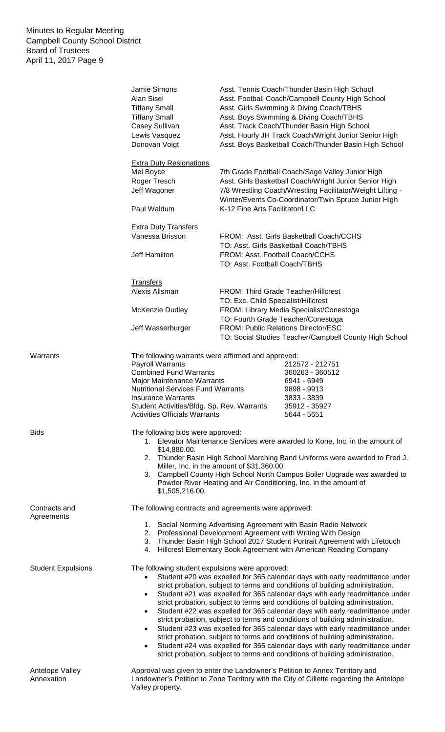| | |
|---|---|
| Jamie Simons | Asst. Tennis Coach/Thunder Basin High School |
| Alan Sisel | Asst. Football Coach/Campbell County High School |
| Tiffany Small | Asst. Girls Swimming & Diving Coach/TBHS |
| Tiffany Small | Asst. Boys Swimming & Diving Coach/TBHS |
| Casey Sullivan | Asst. Track Coach/Thunder Basin High School |
| Lewis Vasquez | Asst. Hourly JH Track Coach/Wright Junior Senior High |
| Donovan Voigt | Asst. Boys Basketball Coach/Thunder Basin High School |

<u>Extra Duty Resignations</u>

| | |
|---|---|
| Mel Boyce | 7th Grade Football Coach/Sage Valley Junior High |
| Roger Tresch | Asst. Girls Basketball Coach/Wright Junior Senior High |
| Jeff Wagoner | 7/8 Wrestling Coach/Wrestling Facilitator/Weight Lifting - Winter/Events Co-Coordinator/Twin Spruce Junior High |
| Paul Waldum | K-12 Fine Arts Facilitator/LLC |

<u>Extra Duty Transfers</u>

| | |
|---|---|
| Vanessa Brisson | FROM: Asst. Girls Basketball Coach/CCHS<br>TO: Asst. Girls Basketball Coach/TBHS |
| Jeff Hamilton | FROM: Asst. Football Coach/CCHS<br>TO: Asst. Football Coach/TBHS |

<u>Transfers</u>

| | |
|---|---|
| Alexis Allsman | FROM: Third Grade Teacher/Hillcrest<br>TO: Exc. Child Specialist/Hillcrest |
| McKenzie Dudley | FROM: Library Media Specialist/Conestoga<br>TO: Fourth Grade Teacher/Conestoga |
| Jeff Wasserburger | FROM: Public Relations Director/ESC<br>TO: Social Studies Teacher/Campbell County High School |

**Warrants**

The following warrants were affirmed and approved:

| | |
|---|---|
| Payroll Warrants | 212572 - 212751 |
| Combined Fund Warrants | 360263 - 360512 |
| Major Maintenance Warrants | 6941 - 6949 |
| Nutritional Services Fund Warrants | 9898 - 9913 |
| Insurance Warrants | 3833 - 3839 |
| Student Activities/Bldg. Sp. Rev. Warrants | 35912 - 35927 |
| Activities Officials Warrants | 5644 - 5651 |

**Bids**

The following bids were approved:

1. Elevator Maintenance Services were awarded to Kone, Inc. in the amount of $14,880.00.
2. Thunder Basin High School Marching Band Uniforms were awarded to Fred J. Miller, Inc. in the amount of $31,360.00.
3. Campbell County High School North Campus Boiler Upgrade was awarded to Powder River Heating and Air Conditioning, Inc. in the amount of $1,505,216.00.

**Contracts and Agreements**

The following contracts and agreements were approved:

1. Social Norming Advertising Agreement with Basin Radio Network
2. Professional Development Agreement with Writing With Design
3. Thunder Basin High School 2017 Student Portrait Agreement with Lifetouch
4. Hillcrest Elementary Book Agreement with American Reading Company

**Student Expulsions**

The following student expulsions were approved:

- Student #20 was expelled for 365 calendar days with early readmittance under strict probation, subject to terms and conditions of building administration.
- Student #21 was expelled for 365 calendar days with early readmittance under strict probation, subject to terms and conditions of building administration.
- Student #22 was expelled for 365 calendar days with early readmittance under strict probation, subject to terms and conditions of building administration.
- Student #23 was expelled for 365 calendar days with early readmittance under strict probation, subject to terms and conditions of building administration.
- Student #24 was expelled for 365 calendar days with early readmittance under strict probation, subject to terms and conditions of building administration.

**Antelope Valley Annexation**

Approval was given to enter the Landowner's Petition to Annex Territory and Landowner's Petition to Zone Territory with the City of Gillette regarding the Antelope Valley property.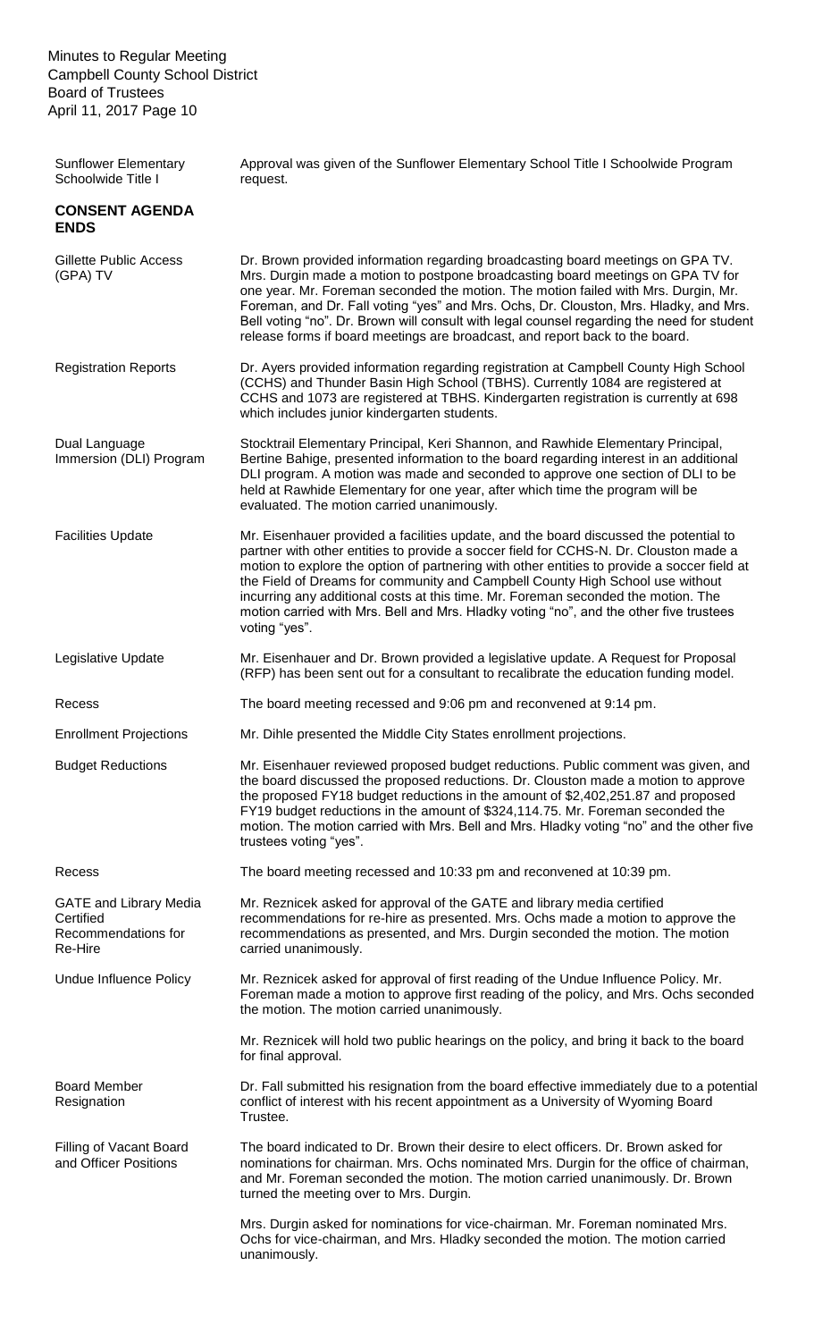| | |
|---|---|
| Sunflower Elementary Schoolwide Title I | Approval was given of the Sunflower Elementary School Title I Schoolwide Program request. |
| **CONSENT AGENDA ENDS** | |
| Gillette Public Access (GPA) TV | Dr. Brown provided information regarding broadcasting board meetings on GPA TV. Mrs. Durgin made a motion to postpone broadcasting board meetings on GPA TV for one year. Mr. Foreman seconded the motion. The motion failed with Mrs. Durgin, Mr. Foreman, and Dr. Fall voting "yes" and Mrs. Ochs, Dr. Clouston, Mrs. Hladky, and Mrs. Bell voting "no". Dr. Brown will consult with legal counsel regarding the need for student release forms if board meetings are broadcast, and report back to the board. |
| Registration Reports | Dr. Ayers provided information regarding registration at Campbell County High School (CCHS) and Thunder Basin High School (TBHS). Currently 1084 are registered at CCHS and 1073 are registered at TBHS. Kindergarten registration is currently at 698 which includes junior kindergarten students. |
| Dual Language Immersion (DLI) Program | Stocktrail Elementary Principal, Keri Shannon, and Rawhide Elementary Principal, Bertine Bahige, presented information to the board regarding interest in an additional DLI program. A motion was made and seconded to approve one section of DLI to be held at Rawhide Elementary for one year, after which time the program will be evaluated. The motion carried unanimously. |
| Facilities Update | Mr. Eisenhauer provided a facilities update, and the board discussed the potential to partner with other entities to provide a soccer field for CCHS-N. Dr. Clouston made a motion to explore the option of partnering with other entities to provide a soccer field at the Field of Dreams for community and Campbell County High School use without incurring any additional costs at this time. Mr. Foreman seconded the motion. The motion carried with Mrs. Bell and Mrs. Hladky voting "no", and the other five trustees voting "yes". |
| Legislative Update | Mr. Eisenhauer and Dr. Brown provided a legislative update. A Request for Proposal (RFP) has been sent out for a consultant to recalibrate the education funding model. |
| Recess | The board meeting recessed and 9:06 pm and reconvened at 9:14 pm. |
| Enrollment Projections | Mr. Dihle presented the Middle City States enrollment projections. |
| Budget Reductions | Mr. Eisenhauer reviewed proposed budget reductions. Public comment was given, and the board discussed the proposed reductions. Dr. Clouston made a motion to approve the proposed FY18 budget reductions in the amount of $2,402,251.87 and proposed FY19 budget reductions in the amount of $324,114.75. Mr. Foreman seconded the motion. The motion carried with Mrs. Bell and Mrs. Hladky voting "no" and the other five trustees voting "yes". |
| Recess | The board meeting recessed and 10:33 pm and reconvened at 10:39 pm. |
| GATE and Library Media Certified Recommendations for Re-Hire | Mr. Reznicek asked for approval of the GATE and library media certified recommendations for re-hire as presented. Mrs. Ochs made a motion to approve the recommendations as presented, and Mrs. Durgin seconded the motion. The motion carried unanimously. |
| Undue Influence Policy | Mr. Reznicek asked for approval of first reading of the Undue Influence Policy. Mr. Foreman made a motion to approve first reading of the policy, and Mrs. Ochs seconded the motion. The motion carried unanimously.<br><br>Mr. Reznicek will hold two public hearings on the policy, and bring it back to the board for final approval. |
| Board Member Resignation | Dr. Fall submitted his resignation from the board effective immediately due to a potential conflict of interest with his recent appointment as a University of Wyoming Board Trustee. |
| Filling of Vacant Board and Officer Positions | The board indicated to Dr. Brown their desire to elect officers. Dr. Brown asked for nominations for chairman. Mrs. Ochs nominated Mrs. Durgin for the office of chairman, and Mr. Foreman seconded the motion. The motion carried unanimously. Dr. Brown turned the meeting over to Mrs. Durgin.<br><br>Mrs. Durgin asked for nominations for vice-chairman. Mr. Foreman nominated Mrs. Ochs for vice-chairman, and Mrs. Hladky seconded the motion. The motion carried unanimously. |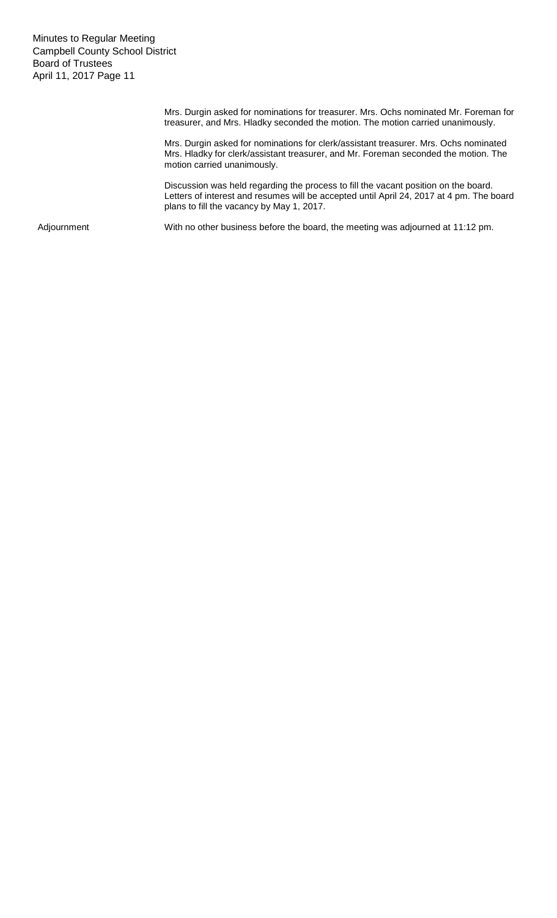Mrs. Durgin asked for nominations for treasurer. Mrs. Ochs nominated Mr. Foreman for treasurer, and Mrs. Hladky seconded the motion. The motion carried unanimously.

Mrs. Durgin asked for nominations for clerk/assistant treasurer. Mrs. Ochs nominated Mrs. Hladky for clerk/assistant treasurer, and Mr. Foreman seconded the motion. The motion carried unanimously.

Discussion was held regarding the process to fill the vacant position on the board. Letters of interest and resumes will be accepted until April 24, 2017 at 4 pm. The board plans to fill the vacancy by May 1, 2017.

**Adjournment**

With no other business before the board, the meeting was adjourned at 11:12 pm.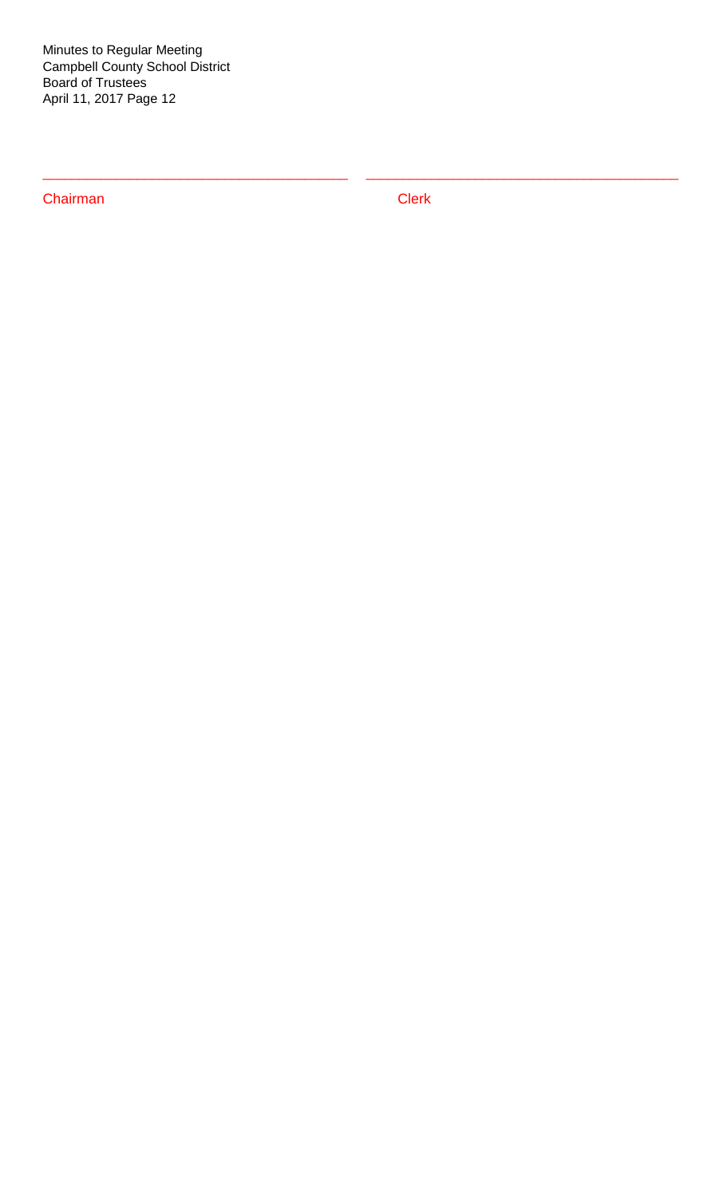\_\_\_\_\_\_\_\_\_\_\_\_\_\_\_\_\_\_\_\_\_\_\_\_\_\_\_\_\_\_\_\_\_\_\_\_\_\_ \_\_\_\_\_\_\_\_\_\_\_\_\_\_\_\_\_\_\_\_\_\_\_\_\_\_\_\_\_\_\_\_\_\_\_\_\_\_

Chairman Clerk